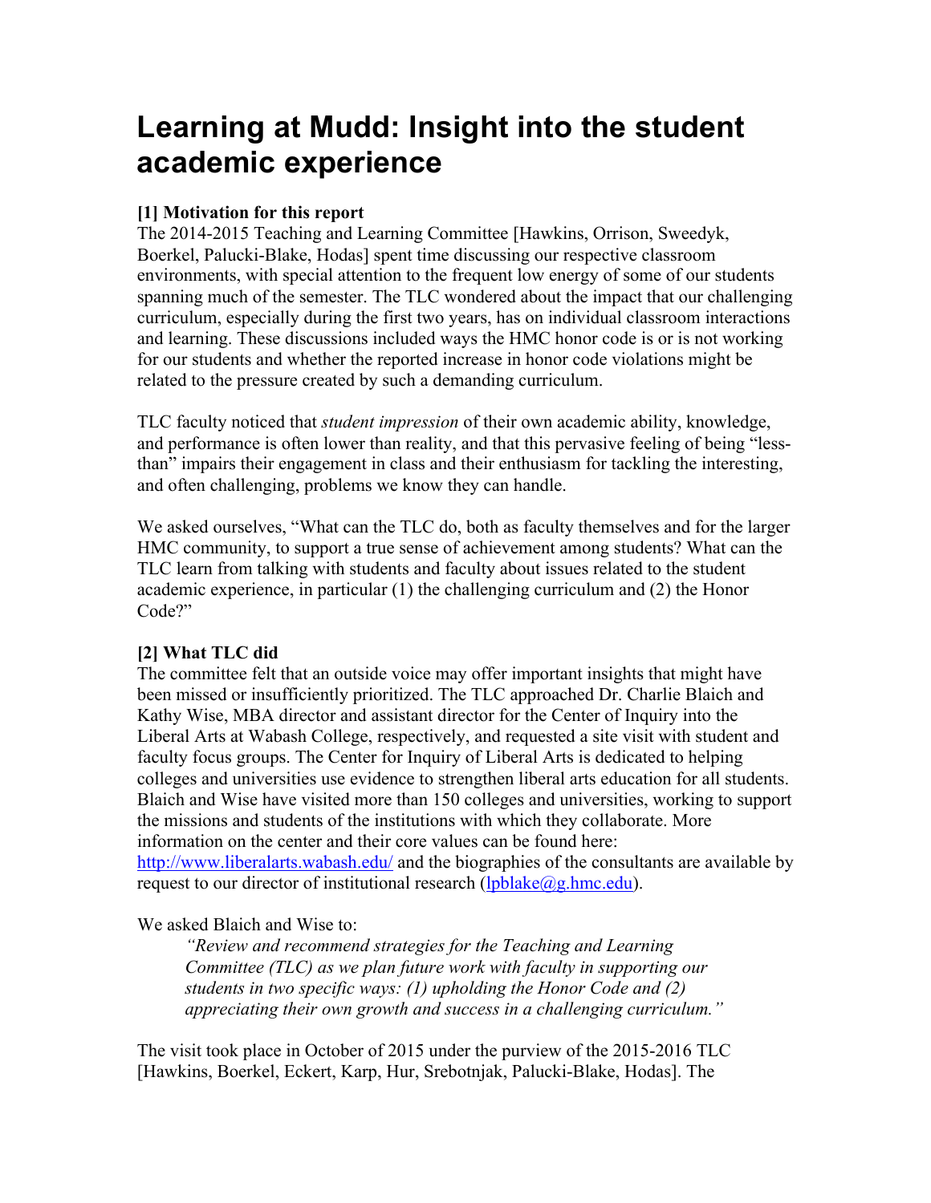# Learning at Mudd: Insight into the student academic experience

**[1] Motivation for this report**

The 2014-2015 Teaching and Learning Committee [Hawkins, Orrison, Sweedyk, Boerkel, Palucki-Blake, Hodas] spent time discussing our respective classroom environments, with special attention to the frequent low energy of some of our students spanning much of the semester. The TLC wondered about the impact that our challenging curriculum, especially during the first two years, has on individual classroom interactions and learning. These discussions included ways the HMC honor code is or is not working for our students and whether the reported increase in honor code violations might be related to the pressure created by such a demanding curriculum.

TLC faculty noticed that *student impression* of their own academic ability, knowledge, and performance is often lower than reality, and that this pervasive feeling of being "less-than" impairs their engagement in class and their enthusiasm for tackling the interesting, and often challenging, problems we know they can handle.

We asked ourselves, "What can the TLC do, both as faculty themselves and for the larger HMC community, to support a true sense of achievement among students? What can the TLC learn from talking with students and faculty about issues related to the student academic experience, in particular (1) the challenging curriculum and (2) the Honor Code?"

**[2] What TLC did**

The committee felt that an outside voice may offer important insights that might have been missed or insufficiently prioritized. The TLC approached Dr. Charlie Blaich and Kathy Wise, MBA director and assistant director for the Center of Inquiry into the Liberal Arts at Wabash College, respectively, and requested a site visit with student and faculty focus groups. The Center for Inquiry of Liberal Arts is dedicated to helping colleges and universities use evidence to strengthen liberal arts education for all students. Blaich and Wise have visited more than 150 colleges and universities, working to support the missions and students of the institutions with which they collaborate. More information on the center and their core values can be found here: http://www.liberalarts.wabash.edu/ and the biographies of the consultants are available by request to our director of institutional research (lpblake@g.hmc.edu).

We asked Blaich and Wise to:

> *"Review and recommend strategies for the Teaching and Learning Committee (TLC) as we plan future work with faculty in supporting our students in two specific ways: (1) upholding the Honor Code and (2) appreciating their own growth and success in a challenging curriculum."*

The visit took place in October of 2015 under the purview of the 2015-2016 TLC [Hawkins, Boerkel, Eckert, Karp, Hur, Srebotnjak, Palucki-Blake, Hodas]. The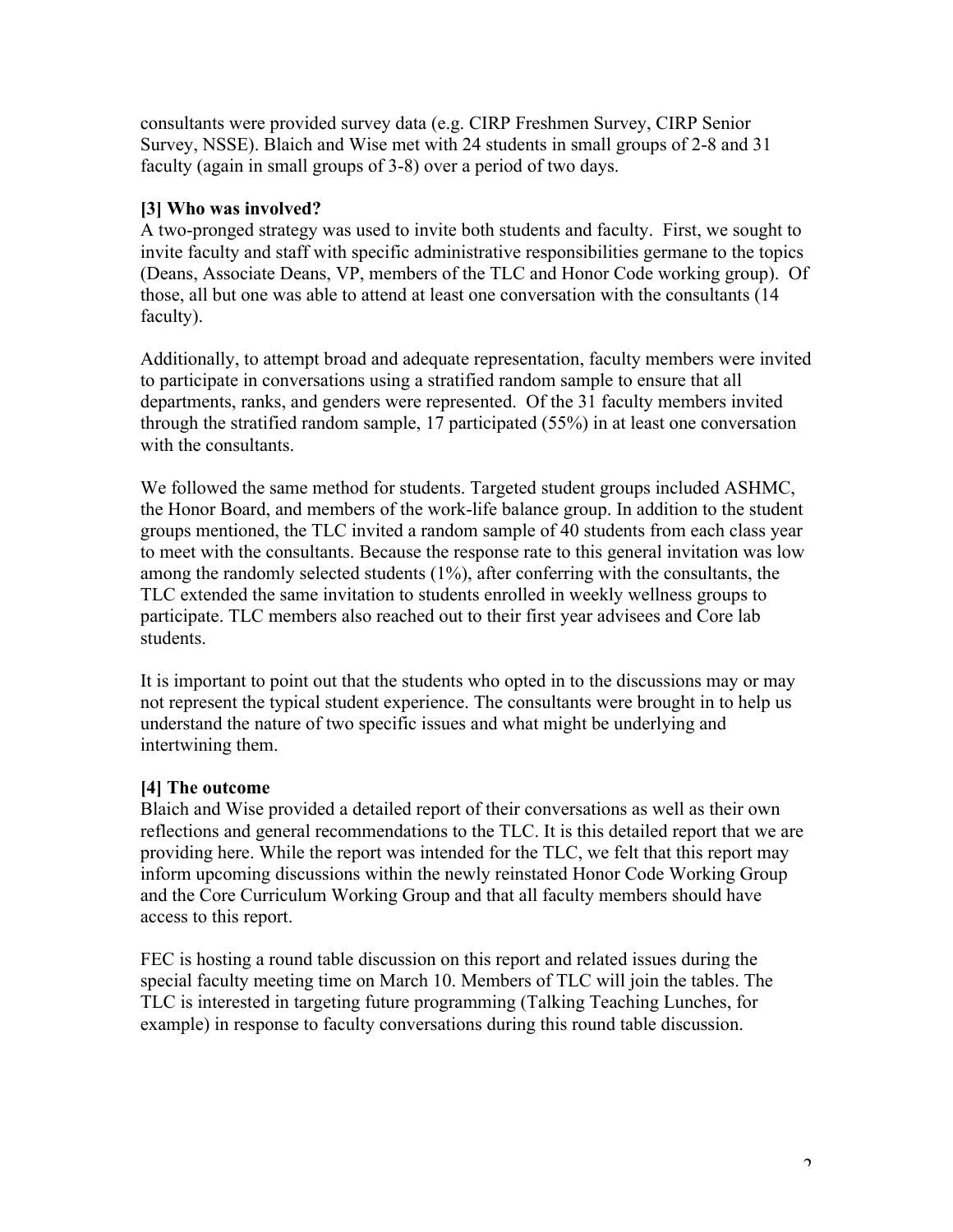consultants were provided survey data (e.g. CIRP Freshmen Survey, CIRP Senior Survey, NSSE). Blaich and Wise met with 24 students in small groups of 2-8 and 31 faculty (again in small groups of 3-8) over a period of two days.

**[3] Who was involved?**

A two-pronged strategy was used to invite both students and faculty. First, we sought to invite faculty and staff with specific administrative responsibilities germane to the topics (Deans, Associate Deans, VP, members of the TLC and Honor Code working group). Of those, all but one was able to attend at least one conversation with the consultants (14 faculty).

Additionally, to attempt broad and adequate representation, faculty members were invited to participate in conversations using a stratified random sample to ensure that all departments, ranks, and genders were represented. Of the 31 faculty members invited through the stratified random sample, 17 participated (55%) in at least one conversation with the consultants.

We followed the same method for students. Targeted student groups included ASHMC, the Honor Board, and members of the work-life balance group. In addition to the student groups mentioned, the TLC invited a random sample of 40 students from each class year to meet with the consultants. Because the response rate to this general invitation was low among the randomly selected students (1%), after conferring with the consultants, the TLC extended the same invitation to students enrolled in weekly wellness groups to participate. TLC members also reached out to their first year advisees and Core lab students.

It is important to point out that the students who opted in to the discussions may or may not represent the typical student experience. The consultants were brought in to help us understand the nature of two specific issues and what might be underlying and intertwining them.

**[4] The outcome**

Blaich and Wise provided a detailed report of their conversations as well as their own reflections and general recommendations to the TLC. It is this detailed report that we are providing here. While the report was intended for the TLC, we felt that this report may inform upcoming discussions within the newly reinstated Honor Code Working Group and the Core Curriculum Working Group and that all faculty members should have access to this report.

FEC is hosting a round table discussion on this report and related issues during the special faculty meeting time on March 10. Members of TLC will join the tables. The TLC is interested in targeting future programming (Talking Teaching Lunches, for example) in response to faculty conversations during this round table discussion.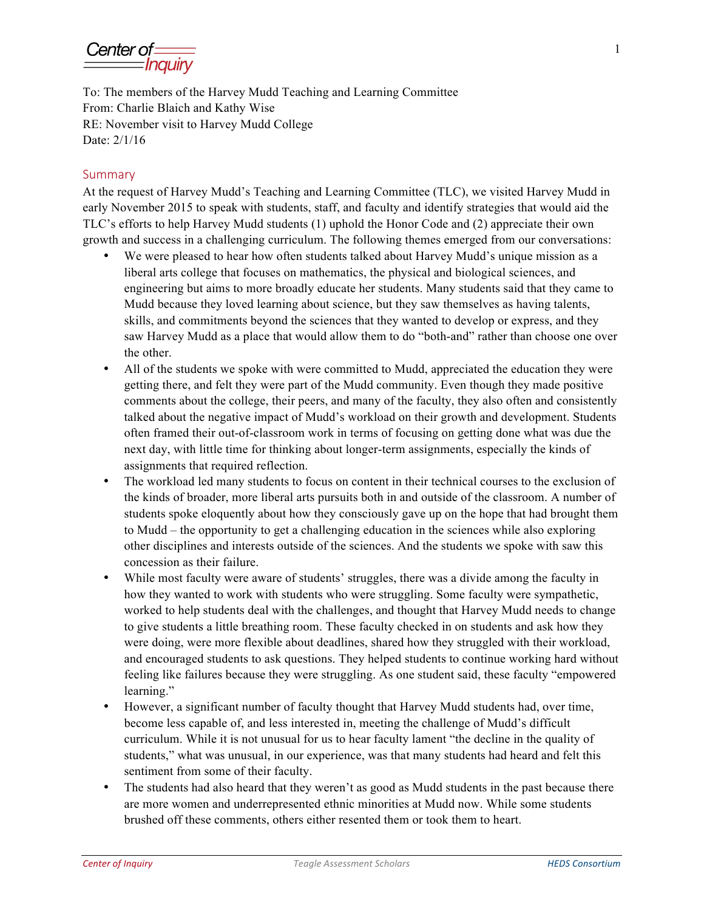To: The members of the Harvey Mudd Teaching and Learning Committee
From: Charlie Blaich and Kathy Wise
RE: November visit to Harvey Mudd College
Date: 2/1/16

## Summary

At the request of Harvey Mudd's Teaching and Learning Committee (TLC), we visited Harvey Mudd in early November 2015 to speak with students, staff, and faculty and identify strategies that would aid the TLC's efforts to help Harvey Mudd students (1) uphold the Honor Code and (2) appreciate their own growth and success in a challenging curriculum. The following themes emerged from our conversations:

- We were pleased to hear how often students talked about Harvey Mudd's unique mission as a liberal arts college that focuses on mathematics, the physical and biological sciences, and engineering but aims to more broadly educate her students. Many students said that they came to Mudd because they loved learning about science, but they saw themselves as having talents, skills, and commitments beyond the sciences that they wanted to develop or express, and they saw Harvey Mudd as a place that would allow them to do "both-and" rather than choose one over the other.
- All of the students we spoke with were committed to Mudd, appreciated the education they were getting there, and felt they were part of the Mudd community. Even though they made positive comments about the college, their peers, and many of the faculty, they also often and consistently talked about the negative impact of Mudd's workload on their growth and development. Students often framed their out-of-classroom work in terms of focusing on getting done what was due the next day, with little time for thinking about longer-term assignments, especially the kinds of assignments that required reflection.
- The workload led many students to focus on content in their technical courses to the exclusion of the kinds of broader, more liberal arts pursuits both in and outside of the classroom. A number of students spoke eloquently about how they consciously gave up on the hope that had brought them to Mudd – the opportunity to get a challenging education in the sciences while also exploring other disciplines and interests outside of the sciences. And the students we spoke with saw this concession as their failure.
- While most faculty were aware of students' struggles, there was a divide among the faculty in how they wanted to work with students who were struggling. Some faculty were sympathetic, worked to help students deal with the challenges, and thought that Harvey Mudd needs to change to give students a little breathing room. These faculty checked in on students and ask how they were doing, were more flexible about deadlines, shared how they struggled with their workload, and encouraged students to ask questions. They helped students to continue working hard without feeling like failures because they were struggling. As one student said, these faculty "empowered learning."
- However, a significant number of faculty thought that Harvey Mudd students had, over time, become less capable of, and less interested in, meeting the challenge of Mudd's difficult curriculum. While it is not unusual for us to hear faculty lament "the decline in the quality of students," what was unusual, in our experience, was that many students had heard and felt this sentiment from some of their faculty.
- The students had also heard that they weren't as good as Mudd students in the past because there are more women and underrepresented ethnic minorities at Mudd now. While some students brushed off these comments, others either resented them or took them to heart.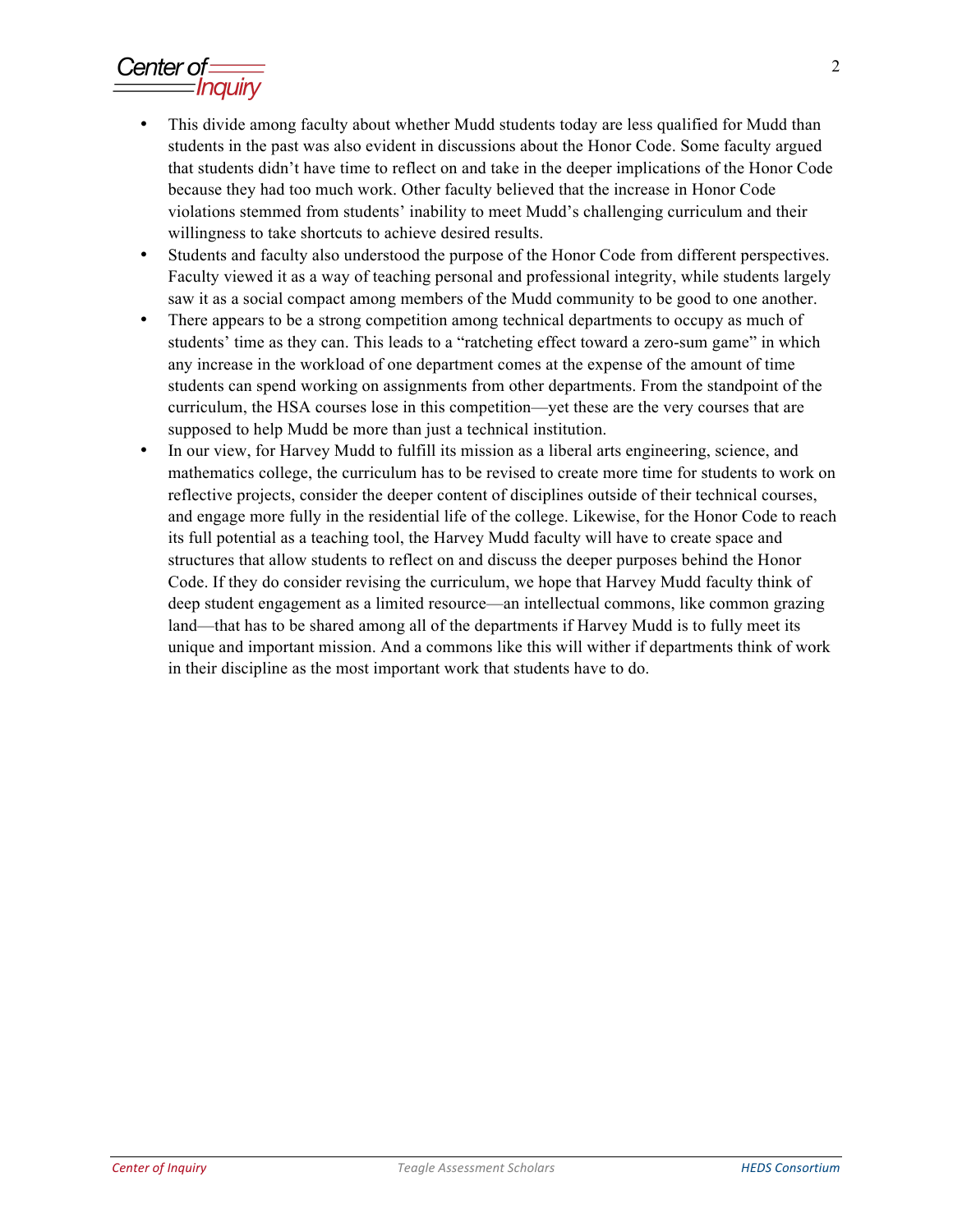- This divide among faculty about whether Mudd students today are less qualified for Mudd than students in the past was also evident in discussions about the Honor Code. Some faculty argued that students didn't have time to reflect on and take in the deeper implications of the Honor Code because they had too much work. Other faculty believed that the increase in Honor Code violations stemmed from students' inability to meet Mudd's challenging curriculum and their willingness to take shortcuts to achieve desired results.
- Students and faculty also understood the purpose of the Honor Code from different perspectives. Faculty viewed it as a way of teaching personal and professional integrity, while students largely saw it as a social compact among members of the Mudd community to be good to one another.
- There appears to be a strong competition among technical departments to occupy as much of students' time as they can. This leads to a "ratcheting effect toward a zero-sum game" in which any increase in the workload of one department comes at the expense of the amount of time students can spend working on assignments from other departments. From the standpoint of the curriculum, the HSA courses lose in this competition—yet these are the very courses that are supposed to help Mudd be more than just a technical institution.
- In our view, for Harvey Mudd to fulfill its mission as a liberal arts engineering, science, and mathematics college, the curriculum has to be revised to create more time for students to work on reflective projects, consider the deeper content of disciplines outside of their technical courses, and engage more fully in the residential life of the college. Likewise, for the Honor Code to reach its full potential as a teaching tool, the Harvey Mudd faculty will have to create space and structures that allow students to reflect on and discuss the deeper purposes behind the Honor Code. If they do consider revising the curriculum, we hope that Harvey Mudd faculty think of deep student engagement as a limited resource—an intellectual commons, like common grazing land—that has to be shared among all of the departments if Harvey Mudd is to fully meet its unique and important mission. And a commons like this will wither if departments think of work in their discipline as the most important work that students have to do.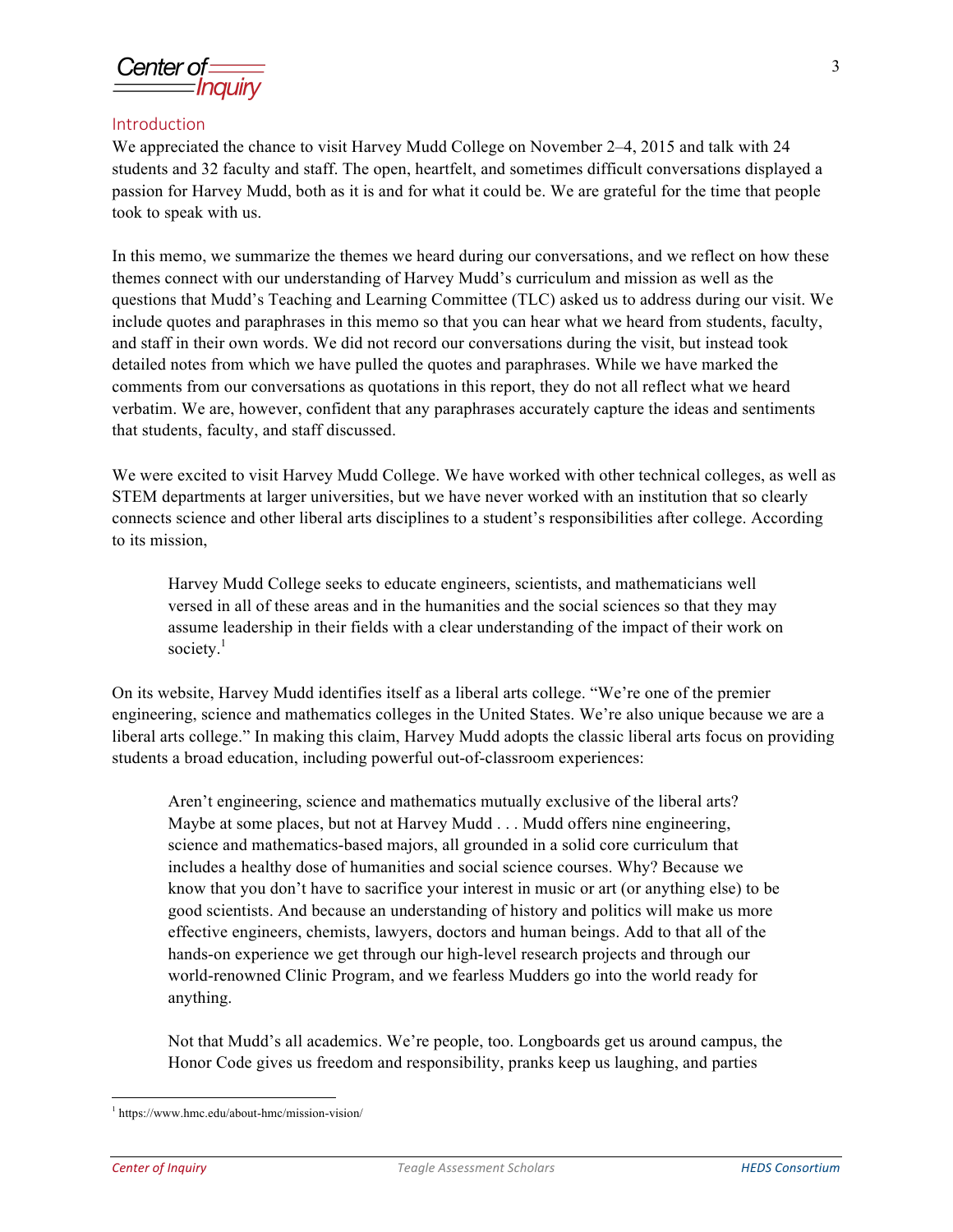## Introduction

We appreciated the chance to visit Harvey Mudd College on November 2–4, 2015 and talk with 24 students and 32 faculty and staff. The open, heartfelt, and sometimes difficult conversations displayed a passion for Harvey Mudd, both as it is and for what it could be. We are grateful for the time that people took to speak with us.

In this memo, we summarize the themes we heard during our conversations, and we reflect on how these themes connect with our understanding of Harvey Mudd's curriculum and mission as well as the questions that Mudd's Teaching and Learning Committee (TLC) asked us to address during our visit. We include quotes and paraphrases in this memo so that you can hear what we heard from students, faculty, and staff in their own words. We did not record our conversations during the visit, but instead took detailed notes from which we have pulled the quotes and paraphrases. While we have marked the comments from our conversations as quotations in this report, they do not all reflect what we heard verbatim. We are, however, confident that any paraphrases accurately capture the ideas and sentiments that students, faculty, and staff discussed.

We were excited to visit Harvey Mudd College. We have worked with other technical colleges, as well as STEM departments at larger universities, but we have never worked with an institution that so clearly connects science and other liberal arts disciplines to a student's responsibilities after college. According to its mission,

> Harvey Mudd College seeks to educate engineers, scientists, and mathematicians well versed in all of these areas and in the humanities and the social sciences so that they may assume leadership in their fields with a clear understanding of the impact of their work on society.[1]

On its website, Harvey Mudd identifies itself as a liberal arts college. "We're one of the premier engineering, science and mathematics colleges in the United States. We're also unique because we are a liberal arts college." In making this claim, Harvey Mudd adopts the classic liberal arts focus on providing students a broad education, including powerful out-of-classroom experiences:

> Aren't engineering, science and mathematics mutually exclusive of the liberal arts? Maybe at some places, but not at Harvey Mudd . . . Mudd offers nine engineering, science and mathematics-based majors, all grounded in a solid core curriculum that includes a healthy dose of humanities and social science courses. Why? Because we know that you don't have to sacrifice your interest in music or art (or anything else) to be good scientists. And because an understanding of history and politics will make us more effective engineers, chemists, lawyers, doctors and human beings. Add to that all of the hands-on experience we get through our high-level research projects and through our world-renowned Clinic Program, and we fearless Mudders go into the world ready for anything.
>
> Not that Mudd's all academics. We're people, too. Longboards get us around campus, the Honor Code gives us freedom and responsibility, pranks keep us laughing, and parties

[1] https://www.hmc.edu/about-hmc/mission-vision/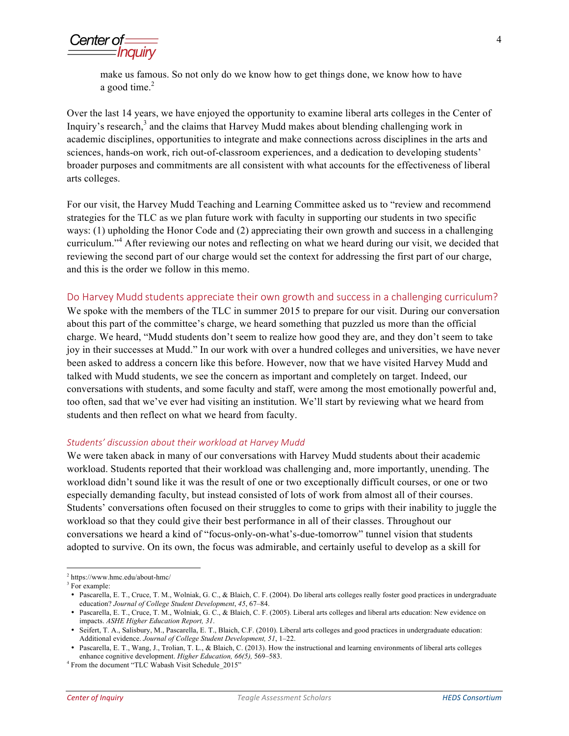> make us famous. So not only do we know how to get things done, we know how to have a good time.[2]

Over the last 14 years, we have enjoyed the opportunity to examine liberal arts colleges in the Center of Inquiry's research,[3] and the claims that Harvey Mudd makes about blending challenging work in academic disciplines, opportunities to integrate and make connections across disciplines in the arts and sciences, hands-on work, rich out-of-classroom experiences, and a dedication to developing students' broader purposes and commitments are all consistent with what accounts for the effectiveness of liberal arts colleges.

For our visit, the Harvey Mudd Teaching and Learning Committee asked us to "review and recommend strategies for the TLC as we plan future work with faculty in supporting our students in two specific ways: (1) upholding the Honor Code and (2) appreciating their own growth and success in a challenging curriculum."[4] After reviewing our notes and reflecting on what we heard during our visit, we decided that reviewing the second part of our charge would set the context for addressing the first part of our charge, and this is the order we follow in this memo.

## Do Harvey Mudd students appreciate their own growth and success in a challenging curriculum?

We spoke with the members of the TLC in summer 2015 to prepare for our visit. During our conversation about this part of the committee's charge, we heard something that puzzled us more than the official charge. We heard, "Mudd students don't seem to realize how good they are, and they don't seem to take joy in their successes at Mudd." In our work with over a hundred colleges and universities, we have never been asked to address a concern like this before. However, now that we have visited Harvey Mudd and talked with Mudd students, we see the concern as important and completely on target. Indeed, our conversations with students, and some faculty and staff, were among the most emotionally powerful and, too often, sad that we've ever had visiting an institution. We'll start by reviewing what we heard from students and then reflect on what we heard from faculty.

### *Students' discussion about their workload at Harvey Mudd*

We were taken aback in many of our conversations with Harvey Mudd students about their academic workload. Students reported that their workload was challenging and, more importantly, unending. The workload didn't sound like it was the result of one or two exceptionally difficult courses, or one or two especially demanding faculty, but instead consisted of lots of work from almost all of their courses. Students' conversations often focused on their struggles to come to grips with their inability to juggle the workload so that they could give their best performance in all of their classes. Throughout our conversations we heard a kind of "focus-only-on-what's-due-tomorrow" tunnel vision that students adopted to survive. On its own, the focus was admirable, and certainly useful to develop as a skill for

---

[2] https://www.hmc.edu/about-hmc/

[3] For example:

- Pascarella, E. T., Cruce, T. M., Wolniak, G. C., & Blaich, C. F. (2004). Do liberal arts colleges really foster good practices in undergraduate education? *Journal of College Student Development*, *45*, 67–84.
- Pascarella, E. T., Cruce, T. M., Wolniak, G. C., & Blaich, C. F. (2005). Liberal arts colleges and liberal arts education: New evidence on impacts. *ASHE Higher Education Report, 31*.
- Seifert, T. A., Salisbury, M., Pascarella, E. T., Blaich, C.F. (2010). Liberal arts colleges and good practices in undergraduate education: Additional evidence. *Journal of College Student Development, 51*, 1–22.
- Pascarella, E. T., Wang, J., Trolian, T. L., & Blaich, C. (2013). How the instructional and learning environments of liberal arts colleges enhance cognitive development. *Higher Education, 66(5),* 569–583.

[4] From the document "TLC Wabash Visit Schedule_2015"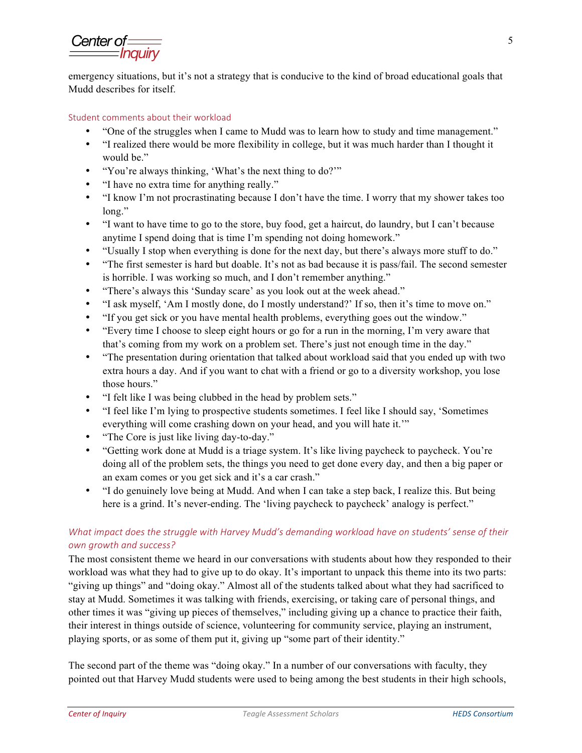emergency situations, but it's not a strategy that is conducive to the kind of broad educational goals that Mudd describes for itself.

### Student comments about their workload

- "One of the struggles when I came to Mudd was to learn how to study and time management."
- "I realized there would be more flexibility in college, but it was much harder than I thought it would be."
- "You're always thinking, 'What's the next thing to do?'"
- "I have no extra time for anything really."
- "I know I'm not procrastinating because I don't have the time. I worry that my shower takes too long."
- "I want to have time to go to the store, buy food, get a haircut, do laundry, but I can't because anytime I spend doing that is time I'm spending not doing homework."
- "Usually I stop when everything is done for the next day, but there's always more stuff to do."
- "The first semester is hard but doable. It's not as bad because it is pass/fail. The second semester is horrible. I was working so much, and I don't remember anything."
- "There's always this 'Sunday scare' as you look out at the week ahead."
- "I ask myself, 'Am I mostly done, do I mostly understand?' If so, then it's time to move on."
- "If you get sick or you have mental health problems, everything goes out the window."
- "Every time I choose to sleep eight hours or go for a run in the morning, I'm very aware that that's coming from my work on a problem set. There's just not enough time in the day."
- "The presentation during orientation that talked about workload said that you ended up with two extra hours a day. And if you want to chat with a friend or go to a diversity workshop, you lose those hours."
- "I felt like I was being clubbed in the head by problem sets."
- "I feel like I'm lying to prospective students sometimes. I feel like I should say, 'Sometimes everything will come crashing down on your head, and you will hate it.'"
- "The Core is just like living day-to-day."
- "Getting work done at Mudd is a triage system. It's like living paycheck to paycheck. You're doing all of the problem sets, the things you need to get done every day, and then a big paper or an exam comes or you get sick and it's a car crash."
- "I do genuinely love being at Mudd. And when I can take a step back, I realize this. But being here is a grind. It's never-ending. The 'living paycheck to paycheck' analogy is perfect."

### *What impact does the struggle with Harvey Mudd's demanding workload have on students' sense of their own growth and success?*

The most consistent theme we heard in our conversations with students about how they responded to their workload was what they had to give up to do okay. It's important to unpack this theme into its two parts: "giving up things" and "doing okay." Almost all of the students talked about what they had sacrificed to stay at Mudd. Sometimes it was talking with friends, exercising, or taking care of personal things, and other times it was "giving up pieces of themselves," including giving up a chance to practice their faith, their interest in things outside of science, volunteering for community service, playing an instrument, playing sports, or as some of them put it, giving up "some part of their identity."

The second part of the theme was "doing okay." In a number of our conversations with faculty, they pointed out that Harvey Mudd students were used to being among the best students in their high schools,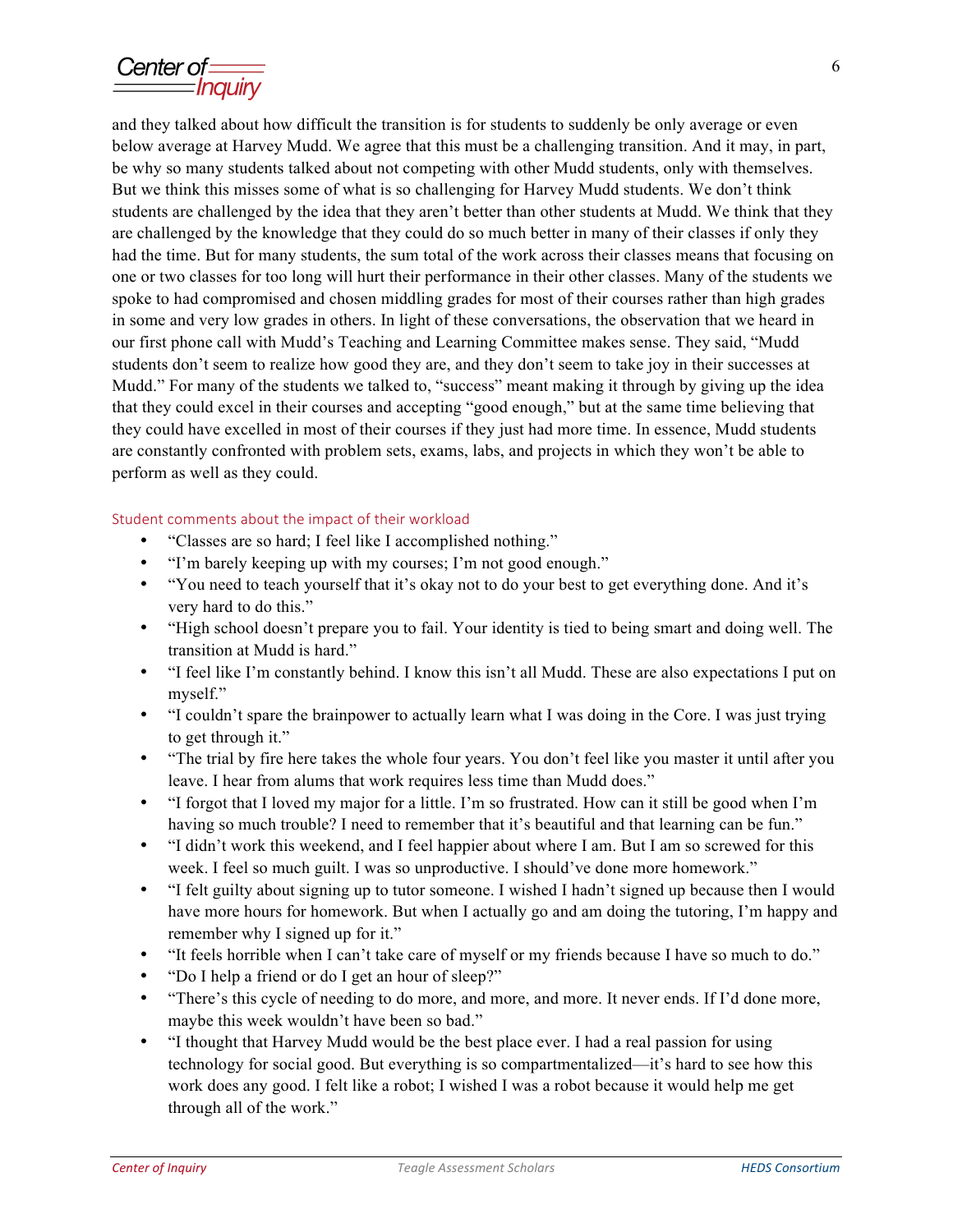and they talked about how difficult the transition is for students to suddenly be only average or even below average at Harvey Mudd. We agree that this must be a challenging transition. And it may, in part, be why so many students talked about not competing with other Mudd students, only with themselves. But we think this misses some of what is so challenging for Harvey Mudd students. We don't think students are challenged by the idea that they aren't better than other students at Mudd. We think that they are challenged by the knowledge that they could do so much better in many of their classes if only they had the time. But for many students, the sum total of the work across their classes means that focusing on one or two classes for too long will hurt their performance in their other classes. Many of the students we spoke to had compromised and chosen middling grades for most of their courses rather than high grades in some and very low grades in others. In light of these conversations, the observation that we heard in our first phone call with Mudd's Teaching and Learning Committee makes sense. They said, "Mudd students don't seem to realize how good they are, and they don't seem to take joy in their successes at Mudd." For many of the students we talked to, "success" meant making it through by giving up the idea that they could excel in their courses and accepting "good enough," but at the same time believing that they could have excelled in most of their courses if they just had more time. In essence, Mudd students are constantly confronted with problem sets, exams, labs, and projects in which they won't be able to perform as well as they could.

### Student comments about the impact of their workload

- "Classes are so hard; I feel like I accomplished nothing."
- "I'm barely keeping up with my courses; I'm not good enough."
- "You need to teach yourself that it's okay not to do your best to get everything done. And it's very hard to do this."
- "High school doesn't prepare you to fail. Your identity is tied to being smart and doing well. The transition at Mudd is hard."
- "I feel like I'm constantly behind. I know this isn't all Mudd. These are also expectations I put on myself."
- "I couldn't spare the brainpower to actually learn what I was doing in the Core. I was just trying to get through it."
- "The trial by fire here takes the whole four years. You don't feel like you master it until after you leave. I hear from alums that work requires less time than Mudd does."
- "I forgot that I loved my major for a little. I'm so frustrated. How can it still be good when I'm having so much trouble? I need to remember that it's beautiful and that learning can be fun."
- "I didn't work this weekend, and I feel happier about where I am. But I am so screwed for this week. I feel so much guilt. I was so unproductive. I should've done more homework."
- "I felt guilty about signing up to tutor someone. I wished I hadn't signed up because then I would have more hours for homework. But when I actually go and am doing the tutoring, I'm happy and remember why I signed up for it."
- "It feels horrible when I can't take care of myself or my friends because I have so much to do."
- "Do I help a friend or do I get an hour of sleep?"
- "There's this cycle of needing to do more, and more, and more. It never ends. If I'd done more, maybe this week wouldn't have been so bad."
- "I thought that Harvey Mudd would be the best place ever. I had a real passion for using technology for social good. But everything is so compartmentalized—it's hard to see how this work does any good. I felt like a robot; I wished I was a robot because it would help me get through all of the work."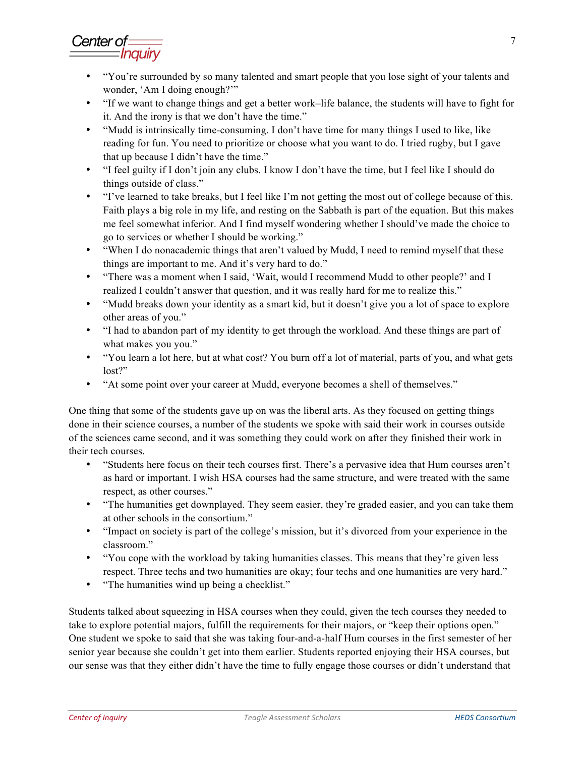- "You're surrounded by so many talented and smart people that you lose sight of your talents and wonder, 'Am I doing enough?'"
- "If we want to change things and get a better work–life balance, the students will have to fight for it. And the irony is that we don't have the time."
- "Mudd is intrinsically time-consuming. I don't have time for many things I used to like, like reading for fun. You need to prioritize or choose what you want to do. I tried rugby, but I gave that up because I didn't have the time."
- "I feel guilty if I don't join any clubs. I know I don't have the time, but I feel like I should do things outside of class."
- "I've learned to take breaks, but I feel like I'm not getting the most out of college because of this. Faith plays a big role in my life, and resting on the Sabbath is part of the equation. But this makes me feel somewhat inferior. And I find myself wondering whether I should've made the choice to go to services or whether I should be working."
- "When I do nonacademic things that aren't valued by Mudd, I need to remind myself that these things are important to me. And it's very hard to do."
- "There was a moment when I said, 'Wait, would I recommend Mudd to other people?' and I realized I couldn't answer that question, and it was really hard for me to realize this."
- "Mudd breaks down your identity as a smart kid, but it doesn't give you a lot of space to explore other areas of you."
- "I had to abandon part of my identity to get through the workload. And these things are part of what makes you you."
- "You learn a lot here, but at what cost? You burn off a lot of material, parts of you, and what gets lost?"
- "At some point over your career at Mudd, everyone becomes a shell of themselves."

One thing that some of the students gave up on was the liberal arts. As they focused on getting things done in their science courses, a number of the students we spoke with said their work in courses outside of the sciences came second, and it was something they could work on after they finished their work in their tech courses.

- "Students here focus on their tech courses first. There's a pervasive idea that Hum courses aren't as hard or important. I wish HSA courses had the same structure, and were treated with the same respect, as other courses."
- "The humanities get downplayed. They seem easier, they're graded easier, and you can take them at other schools in the consortium."
- "Impact on society is part of the college's mission, but it's divorced from your experience in the classroom."
- "You cope with the workload by taking humanities classes. This means that they're given less respect. Three techs and two humanities are okay; four techs and one humanities are very hard."
- "The humanities wind up being a checklist."

Students talked about squeezing in HSA courses when they could, given the tech courses they needed to take to explore potential majors, fulfill the requirements for their majors, or "keep their options open." One student we spoke to said that she was taking four-and-a-half Hum courses in the first semester of her senior year because she couldn't get into them earlier. Students reported enjoying their HSA courses, but our sense was that they either didn't have the time to fully engage those courses or didn't understand that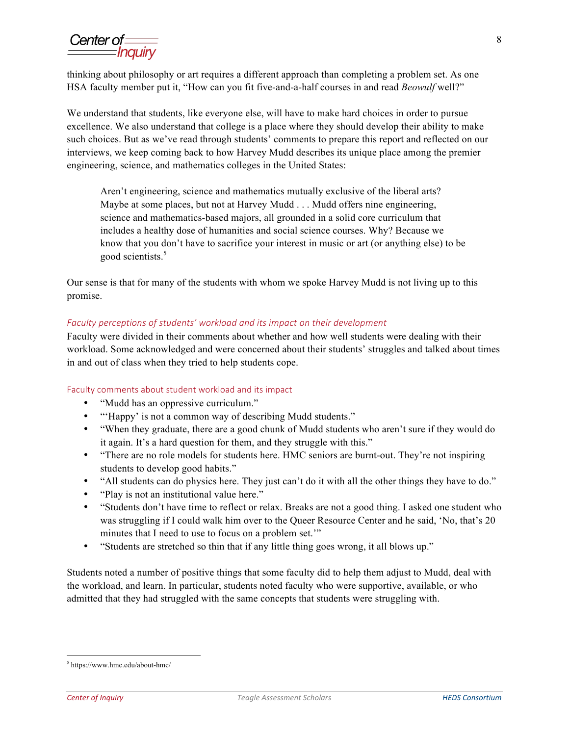thinking about philosophy or art requires a different approach than completing a problem set. As one HSA faculty member put it, "How can you fit five-and-a-half courses in and read *Beowulf* well?"

We understand that students, like everyone else, will have to make hard choices in order to pursue excellence. We also understand that college is a place where they should develop their ability to make such choices. But as we've read through students' comments to prepare this report and reflected on our interviews, we keep coming back to how Harvey Mudd describes its unique place among the premier engineering, science, and mathematics colleges in the United States:

> Aren't engineering, science and mathematics mutually exclusive of the liberal arts? Maybe at some places, but not at Harvey Mudd . . . Mudd offers nine engineering, science and mathematics-based majors, all grounded in a solid core curriculum that includes a healthy dose of humanities and social science courses. Why? Because we know that you don't have to sacrifice your interest in music or art (or anything else) to be good scientists.[5]

Our sense is that for many of the students with whom we spoke Harvey Mudd is not living up to this promise.

### *Faculty perceptions of students' workload and its impact on their development*

Faculty were divided in their comments about whether and how well students were dealing with their workload. Some acknowledged and were concerned about their students' struggles and talked about times in and out of class when they tried to help students cope.

#### Faculty comments about student workload and its impact

- "Mudd has an oppressive curriculum."
- "'Happy' is not a common way of describing Mudd students."
- "When they graduate, there are a good chunk of Mudd students who aren't sure if they would do it again. It's a hard question for them, and they struggle with this."
- "There are no role models for students here. HMC seniors are burnt-out. They're not inspiring students to develop good habits."
- "All students can do physics here. They just can't do it with all the other things they have to do."
- "Play is not an institutional value here."
- "Students don't have time to reflect or relax. Breaks are not a good thing. I asked one student who was struggling if I could walk him over to the Queer Resource Center and he said, 'No, that's 20 minutes that I need to use to focus on a problem set.'"
- "Students are stretched so thin that if any little thing goes wrong, it all blows up."

Students noted a number of positive things that some faculty did to help them adjust to Mudd, deal with the workload, and learn. In particular, students noted faculty who were supportive, available, or who admitted that they had struggled with the same concepts that students were struggling with.

---

[5] https://www.hmc.edu/about-hmc/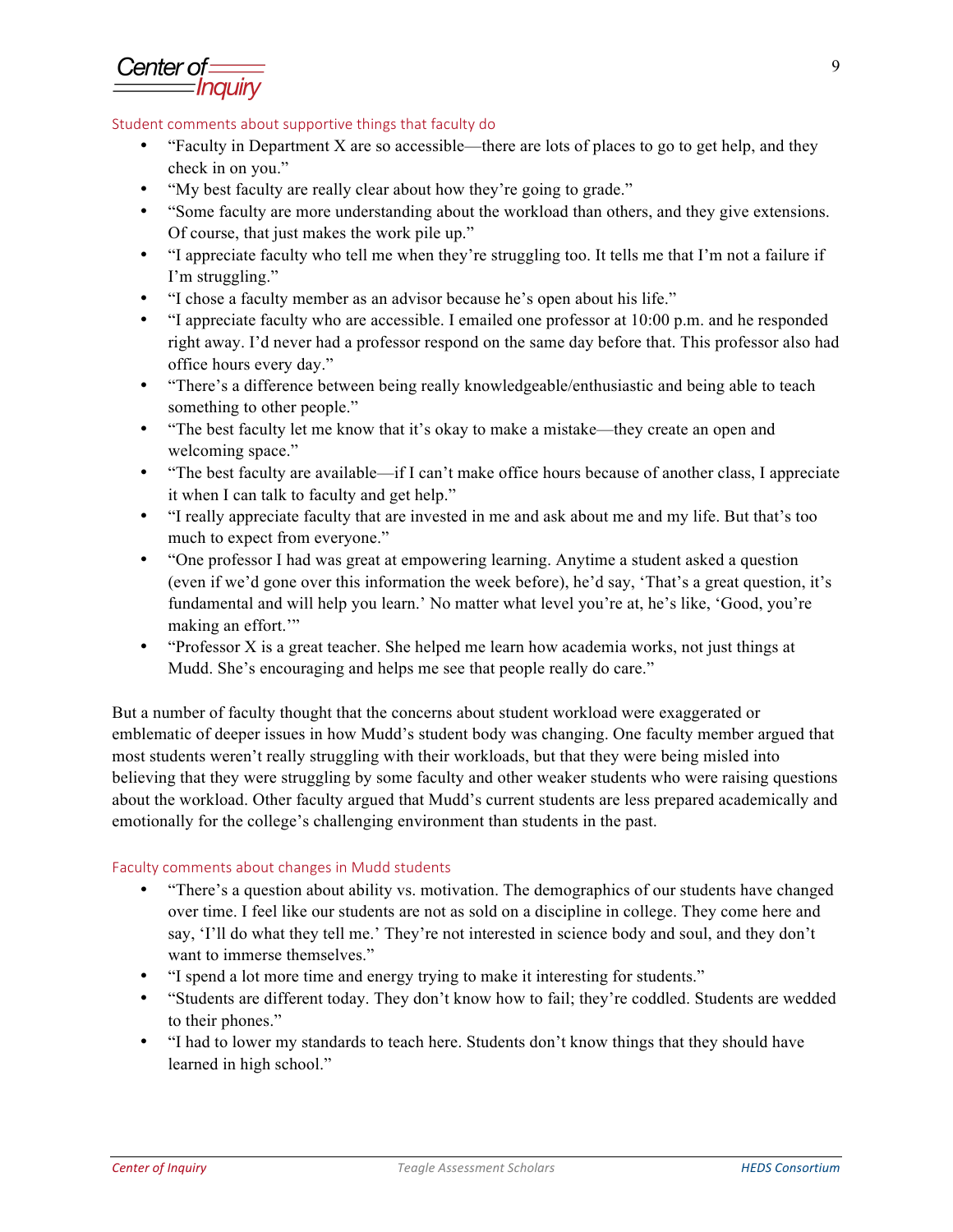### Student comments about supportive things that faculty do

- "Faculty in Department X are so accessible—there are lots of places to go to get help, and they check in on you."
- "My best faculty are really clear about how they're going to grade."
- "Some faculty are more understanding about the workload than others, and they give extensions. Of course, that just makes the work pile up."
- "I appreciate faculty who tell me when they're struggling too. It tells me that I'm not a failure if I'm struggling."
- "I chose a faculty member as an advisor because he's open about his life."
- "I appreciate faculty who are accessible. I emailed one professor at 10:00 p.m. and he responded right away. I'd never had a professor respond on the same day before that. This professor also had office hours every day."
- "There's a difference between being really knowledgeable/enthusiastic and being able to teach something to other people."
- "The best faculty let me know that it's okay to make a mistake—they create an open and welcoming space."
- "The best faculty are available—if I can't make office hours because of another class, I appreciate it when I can talk to faculty and get help."
- "I really appreciate faculty that are invested in me and ask about me and my life. But that's too much to expect from everyone."
- "One professor I had was great at empowering learning. Anytime a student asked a question (even if we'd gone over this information the week before), he'd say, 'That's a great question, it's fundamental and will help you learn.' No matter what level you're at, he's like, 'Good, you're making an effort.'"
- "Professor X is a great teacher. She helped me learn how academia works, not just things at Mudd. She's encouraging and helps me see that people really do care."

But a number of faculty thought that the concerns about student workload were exaggerated or emblematic of deeper issues in how Mudd's student body was changing. One faculty member argued that most students weren't really struggling with their workloads, but that they were being misled into believing that they were struggling by some faculty and other weaker students who were raising questions about the workload. Other faculty argued that Mudd's current students are less prepared academically and emotionally for the college's challenging environment than students in the past.

### Faculty comments about changes in Mudd students

- "There's a question about ability vs. motivation. The demographics of our students have changed over time. I feel like our students are not as sold on a discipline in college. They come here and say, 'I'll do what they tell me.' They're not interested in science body and soul, and they don't want to immerse themselves."
- "I spend a lot more time and energy trying to make it interesting for students."
- "Students are different today. They don't know how to fail; they're coddled. Students are wedded to their phones."
- "I had to lower my standards to teach here. Students don't know things that they should have learned in high school."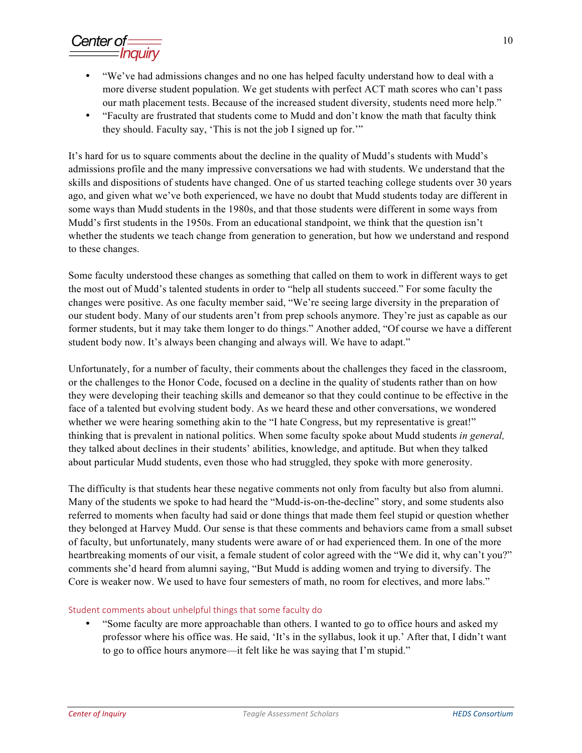- "We've had admissions changes and no one has helped faculty understand how to deal with a more diverse student population. We get students with perfect ACT math scores who can't pass our math placement tests. Because of the increased student diversity, students need more help."
- "Faculty are frustrated that students come to Mudd and don't know the math that faculty think they should. Faculty say, 'This is not the job I signed up for.'"

It's hard for us to square comments about the decline in the quality of Mudd's students with Mudd's admissions profile and the many impressive conversations we had with students. We understand that the skills and dispositions of students have changed. One of us started teaching college students over 30 years ago, and given what we've both experienced, we have no doubt that Mudd students today are different in some ways than Mudd students in the 1980s, and that those students were different in some ways from Mudd's first students in the 1950s. From an educational standpoint, we think that the question isn't whether the students we teach change from generation to generation, but how we understand and respond to these changes.

Some faculty understood these changes as something that called on them to work in different ways to get the most out of Mudd's talented students in order to "help all students succeed." For some faculty the changes were positive. As one faculty member said, "We're seeing large diversity in the preparation of our student body. Many of our students aren't from prep schools anymore. They're just as capable as our former students, but it may take them longer to do things." Another added, "Of course we have a different student body now. It's always been changing and always will. We have to adapt."

Unfortunately, for a number of faculty, their comments about the challenges they faced in the classroom, or the challenges to the Honor Code, focused on a decline in the quality of students rather than on how they were developing their teaching skills and demeanor so that they could continue to be effective in the face of a talented but evolving student body. As we heard these and other conversations, we wondered whether we were hearing something akin to the "I hate Congress, but my representative is great!" thinking that is prevalent in national politics. When some faculty spoke about Mudd students *in general,* they talked about declines in their students' abilities, knowledge, and aptitude. But when they talked about particular Mudd students, even those who had struggled, they spoke with more generosity.

The difficulty is that students hear these negative comments not only from faculty but also from alumni. Many of the students we spoke to had heard the "Mudd-is-on-the-decline" story, and some students also referred to moments when faculty had said or done things that made them feel stupid or question whether they belonged at Harvey Mudd. Our sense is that these comments and behaviors came from a small subset of faculty, but unfortunately, many students were aware of or had experienced them. In one of the more heartbreaking moments of our visit, a female student of color agreed with the "We did it, why can't you?" comments she'd heard from alumni saying, "But Mudd is adding women and trying to diversify. The Core is weaker now. We used to have four semesters of math, no room for electives, and more labs."

#### Student comments about unhelpful things that some faculty do

- "Some faculty are more approachable than others. I wanted to go to office hours and asked my professor where his office was. He said, 'It's in the syllabus, look it up.' After that, I didn't want to go to office hours anymore—it felt like he was saying that I'm stupid."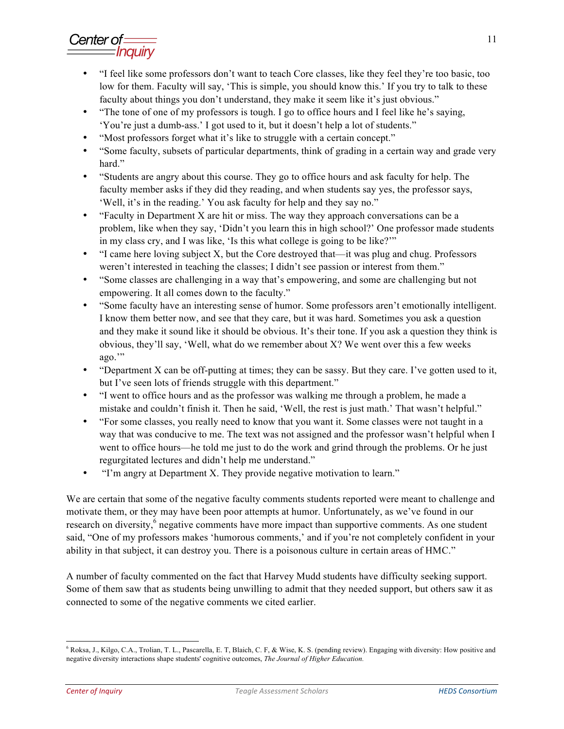- "I feel like some professors don't want to teach Core classes, like they feel they're too basic, too low for them. Faculty will say, 'This is simple, you should know this.' If you try to talk to these faculty about things you don't understand, they make it seem like it's just obvious."
- "The tone of one of my professors is tough. I go to office hours and I feel like he's saying, 'You're just a dumb-ass.' I got used to it, but it doesn't help a lot of students."
- "Most professors forget what it's like to struggle with a certain concept."
- "Some faculty, subsets of particular departments, think of grading in a certain way and grade very hard."
- "Students are angry about this course. They go to office hours and ask faculty for help. The faculty member asks if they did they reading, and when students say yes, the professor says, 'Well, it's in the reading.' You ask faculty for help and they say no."
- "Faculty in Department X are hit or miss. The way they approach conversations can be a problem, like when they say, 'Didn't you learn this in high school?' One professor made students in my class cry, and I was like, 'Is this what college is going to be like?'"
- "I came here loving subject X, but the Core destroyed that—it was plug and chug. Professors weren't interested in teaching the classes; I didn't see passion or interest from them."
- "Some classes are challenging in a way that's empowering, and some are challenging but not empowering. It all comes down to the faculty."
- "Some faculty have an interesting sense of humor. Some professors aren't emotionally intelligent. I know them better now, and see that they care, but it was hard. Sometimes you ask a question and they make it sound like it should be obvious. It's their tone. If you ask a question they think is obvious, they'll say, 'Well, what do we remember about X? We went over this a few weeks ago.'"
- "Department X can be off-putting at times; they can be sassy. But they care. I've gotten used to it, but I've seen lots of friends struggle with this department."
- "I went to office hours and as the professor was walking me through a problem, he made a mistake and couldn't finish it. Then he said, 'Well, the rest is just math.' That wasn't helpful."
- "For some classes, you really need to know that you want it. Some classes were not taught in a way that was conducive to me. The text was not assigned and the professor wasn't helpful when I went to office hours—he told me just to do the work and grind through the problems. Or he just regurgitated lectures and didn't help me understand."
- "I'm angry at Department X. They provide negative motivation to learn."

We are certain that some of the negative faculty comments students reported were meant to challenge and motivate them, or they may have been poor attempts at humor. Unfortunately, as we've found in our research on diversity,[6] negative comments have more impact than supportive comments. As one student said, "One of my professors makes 'humorous comments,' and if you're not completely confident in your ability in that subject, it can destroy you. There is a poisonous culture in certain areas of HMC."

A number of faculty commented on the fact that Harvey Mudd students have difficulty seeking support. Some of them saw that as students being unwilling to admit that they needed support, but others saw it as connected to some of the negative comments we cited earlier.

[6] Roksa, J., Kilgo, C.A., Trolian, T. L., Pascarella, E. T, Blaich, C. F, & Wise, K. S. (pending review). Engaging with diversity: How positive and negative diversity interactions shape students' cognitive outcomes, *The Journal of Higher Education.*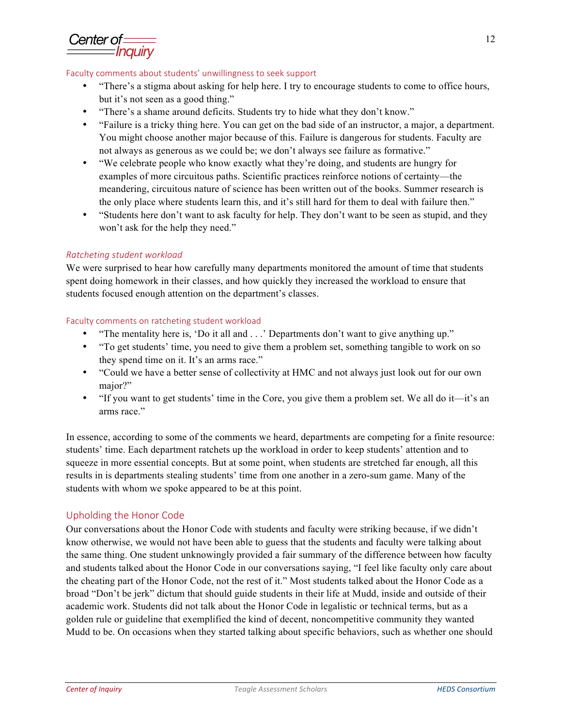#### Faculty comments about students' unwillingness to seek support

- "There's a stigma about asking for help here. I try to encourage students to come to office hours, but it's not seen as a good thing."
- "There's a shame around deficits. Students try to hide what they don't know."
- "Failure is a tricky thing here. You can get on the bad side of an instructor, a major, a department. You might choose another major because of this. Failure is dangerous for students. Faculty are not always as generous as we could be; we don't always see failure as formative."
- "We celebrate people who know exactly what they're doing, and students are hungry for examples of more circuitous paths. Scientific practices reinforce notions of certainty—the meandering, circuitous nature of science has been written out of the books. Summer research is the only place where students learn this, and it's still hard for them to deal with failure then."
- "Students here don't want to ask faculty for help. They don't want to be seen as stupid, and they won't ask for the help they need."

### *Ratcheting student workload*

We were surprised to hear how carefully many departments monitored the amount of time that students spent doing homework in their classes, and how quickly they increased the workload to ensure that students focused enough attention on the department's classes.

#### Faculty comments on ratcheting student workload

- "The mentality here is, 'Do it all and . . .' Departments don't want to give anything up."
- "To get students' time, you need to give them a problem set, something tangible to work on so they spend time on it. It's an arms race."
- "Could we have a better sense of collectivity at HMC and not always just look out for our own major?"
- "If you want to get students' time in the Core, you give them a problem set. We all do it—it's an arms race."

In essence, according to some of the comments we heard, departments are competing for a finite resource: students' time. Each department ratchets up the workload in order to keep students' attention and to squeeze in more essential concepts. But at some point, when students are stretched far enough, all this results in is departments stealing students' time from one another in a zero-sum game. Many of the students with whom we spoke appeared to be at this point.

## Upholding the Honor Code

Our conversations about the Honor Code with students and faculty were striking because, if we didn't know otherwise, we would not have been able to guess that the students and faculty were talking about the same thing. One student unknowingly provided a fair summary of the difference between how faculty and students talked about the Honor Code in our conversations saying, "I feel like faculty only care about the cheating part of the Honor Code, not the rest of it." Most students talked about the Honor Code as a broad "Don't be jerk" dictum that should guide students in their life at Mudd, inside and outside of their academic work. Students did not talk about the Honor Code in legalistic or technical terms, but as a golden rule or guideline that exemplified the kind of decent, noncompetitive community they wanted Mudd to be. On occasions when they started talking about specific behaviors, such as whether one should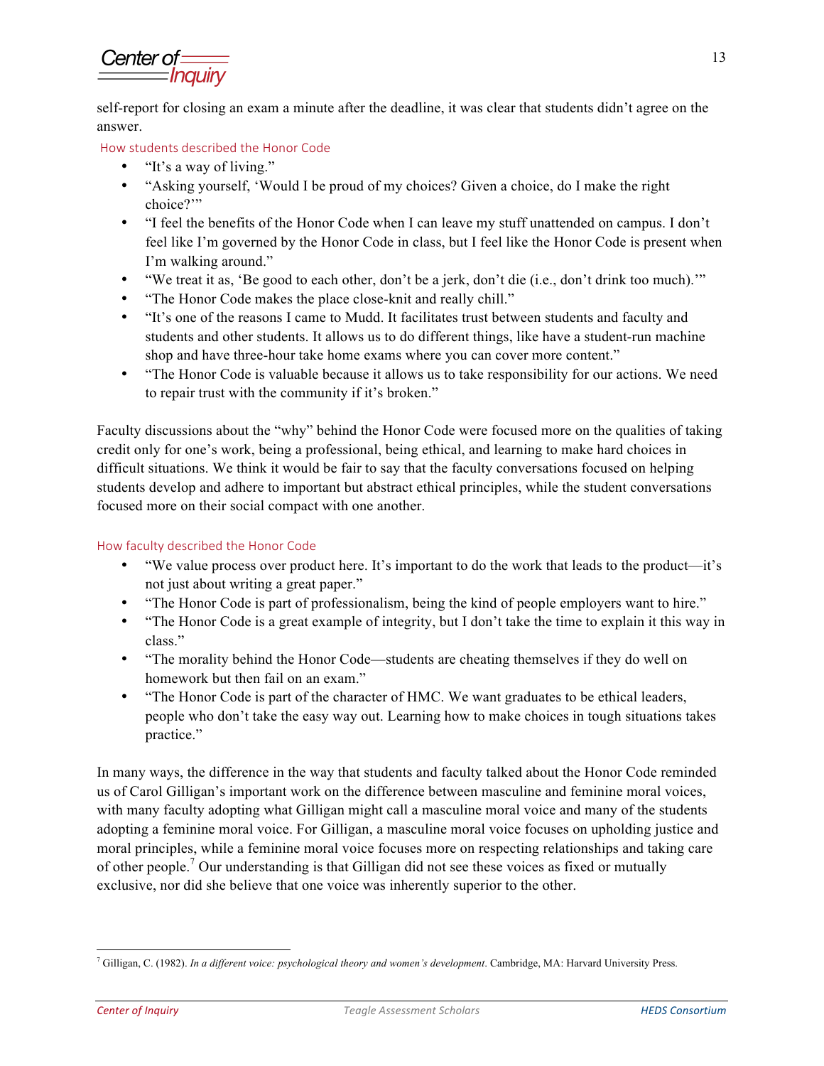self-report for closing an exam a minute after the deadline, it was clear that students didn't agree on the answer.

### How students described the Honor Code

- "It's a way of living."
- "Asking yourself, 'Would I be proud of my choices? Given a choice, do I make the right choice?'"
- "I feel the benefits of the Honor Code when I can leave my stuff unattended on campus. I don't feel like I'm governed by the Honor Code in class, but I feel like the Honor Code is present when I'm walking around."
- "We treat it as, 'Be good to each other, don't be a jerk, don't die (i.e., don't drink too much).'"
- "The Honor Code makes the place close-knit and really chill."
- "It's one of the reasons I came to Mudd. It facilitates trust between students and faculty and students and other students. It allows us to do different things, like have a student-run machine shop and have three-hour take home exams where you can cover more content."
- "The Honor Code is valuable because it allows us to take responsibility for our actions. We need to repair trust with the community if it's broken."

Faculty discussions about the "why" behind the Honor Code were focused more on the qualities of taking credit only for one's work, being a professional, being ethical, and learning to make hard choices in difficult situations. We think it would be fair to say that the faculty conversations focused on helping students develop and adhere to important but abstract ethical principles, while the student conversations focused more on their social compact with one another.

### How faculty described the Honor Code

- "We value process over product here. It's important to do the work that leads to the product—it's not just about writing a great paper."
- "The Honor Code is part of professionalism, being the kind of people employers want to hire."
- "The Honor Code is a great example of integrity, but I don't take the time to explain it this way in class."
- "The morality behind the Honor Code—students are cheating themselves if they do well on homework but then fail on an exam."
- "The Honor Code is part of the character of HMC. We want graduates to be ethical leaders, people who don't take the easy way out. Learning how to make choices in tough situations takes practice."

In many ways, the difference in the way that students and faculty talked about the Honor Code reminded us of Carol Gilligan's important work on the difference between masculine and feminine moral voices, with many faculty adopting what Gilligan might call a masculine moral voice and many of the students adopting a feminine moral voice. For Gilligan, a masculine moral voice focuses on upholding justice and moral principles, while a feminine moral voice focuses more on respecting relationships and taking care of other people.[7] Our understanding is that Gilligan did not see these voices as fixed or mutually exclusive, nor did she believe that one voice was inherently superior to the other.

---

[7] Gilligan, C. (1982). *In a different voice: psychological theory and women's development*. Cambridge, MA: Harvard University Press.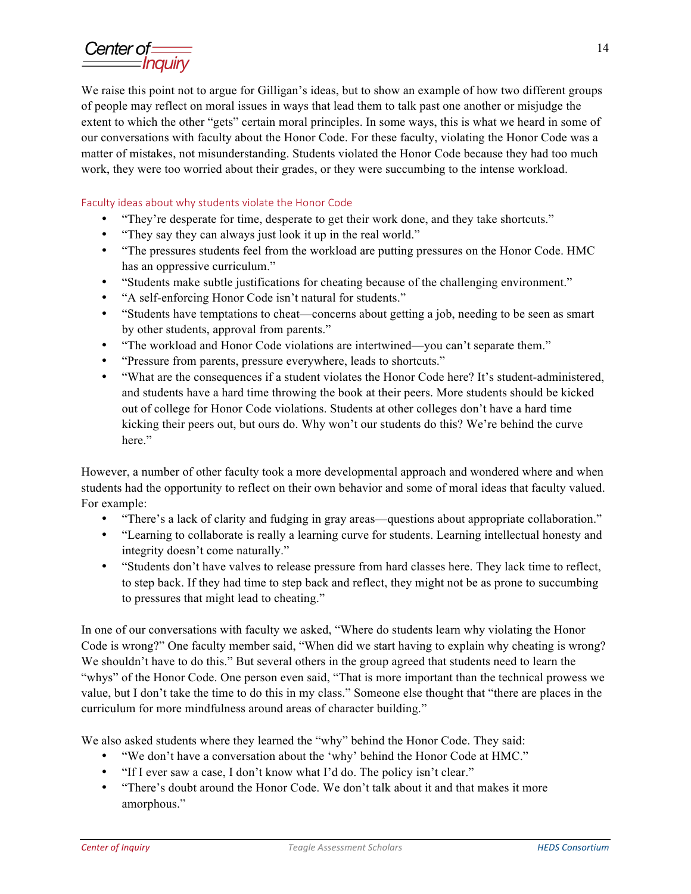We raise this point not to argue for Gilligan's ideas, but to show an example of how two different groups of people may reflect on moral issues in ways that lead them to talk past one another or misjudge the extent to which the other "gets" certain moral principles. In some ways, this is what we heard in some of our conversations with faculty about the Honor Code. For these faculty, violating the Honor Code was a matter of mistakes, not misunderstanding. Students violated the Honor Code because they had too much work, they were too worried about their grades, or they were succumbing to the intense workload.

### Faculty ideas about why students violate the Honor Code

- "They're desperate for time, desperate to get their work done, and they take shortcuts."
- "They say they can always just look it up in the real world."
- "The pressures students feel from the workload are putting pressures on the Honor Code. HMC has an oppressive curriculum."
- "Students make subtle justifications for cheating because of the challenging environment."
- "A self-enforcing Honor Code isn't natural for students."
- "Students have temptations to cheat—concerns about getting a job, needing to be seen as smart by other students, approval from parents."
- "The workload and Honor Code violations are intertwined—you can't separate them."
- "Pressure from parents, pressure everywhere, leads to shortcuts."
- "What are the consequences if a student violates the Honor Code here? It's student-administered, and students have a hard time throwing the book at their peers. More students should be kicked out of college for Honor Code violations. Students at other colleges don't have a hard time kicking their peers out, but ours do. Why won't our students do this? We're behind the curve here."

However, a number of other faculty took a more developmental approach and wondered where and when students had the opportunity to reflect on their own behavior and some of moral ideas that faculty valued. For example:

- "There's a lack of clarity and fudging in gray areas—questions about appropriate collaboration."
- "Learning to collaborate is really a learning curve for students. Learning intellectual honesty and integrity doesn't come naturally."
- "Students don't have valves to release pressure from hard classes here. They lack time to reflect, to step back. If they had time to step back and reflect, they might not be as prone to succumbing to pressures that might lead to cheating."

In one of our conversations with faculty we asked, "Where do students learn why violating the Honor Code is wrong?" One faculty member said, "When did we start having to explain why cheating is wrong? We shouldn't have to do this." But several others in the group agreed that students need to learn the "whys" of the Honor Code. One person even said, "That is more important than the technical prowess we value, but I don't take the time to do this in my class." Someone else thought that "there are places in the curriculum for more mindfulness around areas of character building."

We also asked students where they learned the "why" behind the Honor Code. They said:

- "We don't have a conversation about the 'why' behind the Honor Code at HMC."
- "If I ever saw a case, I don't know what I'd do. The policy isn't clear."
- "There's doubt around the Honor Code. We don't talk about it and that makes it more amorphous."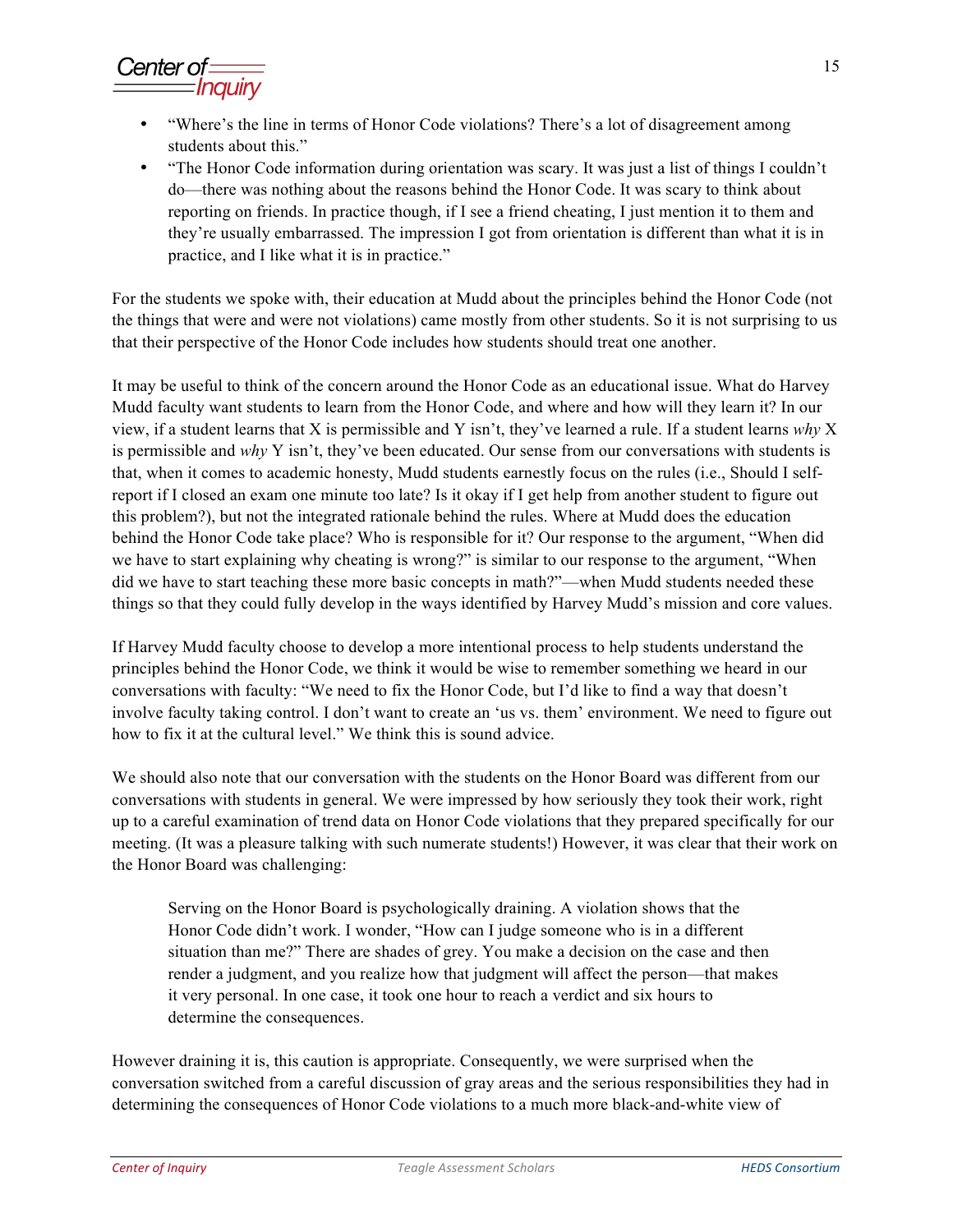- "Where's the line in terms of Honor Code violations? There's a lot of disagreement among students about this."
- "The Honor Code information during orientation was scary. It was just a list of things I couldn't do—there was nothing about the reasons behind the Honor Code. It was scary to think about reporting on friends. In practice though, if I see a friend cheating, I just mention it to them and they're usually embarrassed. The impression I got from orientation is different than what it is in practice, and I like what it is in practice."

For the students we spoke with, their education at Mudd about the principles behind the Honor Code (not the things that were and were not violations) came mostly from other students. So it is not surprising to us that their perspective of the Honor Code includes how students should treat one another.

It may be useful to think of the concern around the Honor Code as an educational issue. What do Harvey Mudd faculty want students to learn from the Honor Code, and where and how will they learn it? In our view, if a student learns that X is permissible and Y isn't, they've learned a rule. If a student learns *why* X is permissible and *why* Y isn't, they've been educated. Our sense from our conversations with students is that, when it comes to academic honesty, Mudd students earnestly focus on the rules (i.e., Should I self-report if I closed an exam one minute too late? Is it okay if I get help from another student to figure out this problem?), but not the integrated rationale behind the rules. Where at Mudd does the education behind the Honor Code take place? Who is responsible for it? Our response to the argument, "When did we have to start explaining why cheating is wrong?" is similar to our response to the argument, "When did we have to start teaching these more basic concepts in math?"—when Mudd students needed these things so that they could fully develop in the ways identified by Harvey Mudd's mission and core values.

If Harvey Mudd faculty choose to develop a more intentional process to help students understand the principles behind the Honor Code, we think it would be wise to remember something we heard in our conversations with faculty: "We need to fix the Honor Code, but I'd like to find a way that doesn't involve faculty taking control. I don't want to create an 'us vs. them' environment. We need to figure out how to fix it at the cultural level." We think this is sound advice.

We should also note that our conversation with the students on the Honor Board was different from our conversations with students in general. We were impressed by how seriously they took their work, right up to a careful examination of trend data on Honor Code violations that they prepared specifically for our meeting. (It was a pleasure talking with such numerate students!) However, it was clear that their work on the Honor Board was challenging:

> Serving on the Honor Board is psychologically draining. A violation shows that the Honor Code didn't work. I wonder, "How can I judge someone who is in a different situation than me?" There are shades of grey. You make a decision on the case and then render a judgment, and you realize how that judgment will affect the person—that makes it very personal. In one case, it took one hour to reach a verdict and six hours to determine the consequences.

However draining it is, this caution is appropriate. Consequently, we were surprised when the conversation switched from a careful discussion of gray areas and the serious responsibilities they had in determining the consequences of Honor Code violations to a much more black-and-white view of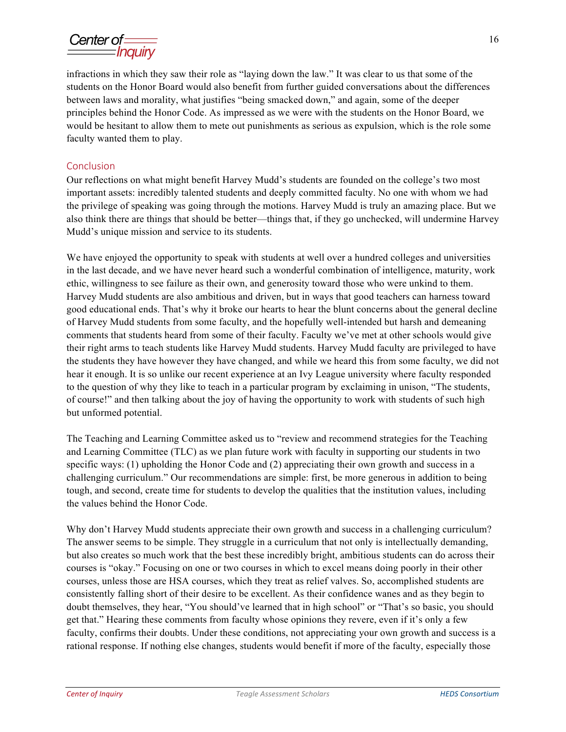infractions in which they saw their role as "laying down the law." It was clear to us that some of the students on the Honor Board would also benefit from further guided conversations about the differences between laws and morality, what justifies "being smacked down," and again, some of the deeper principles behind the Honor Code. As impressed as we were with the students on the Honor Board, we would be hesitant to allow them to mete out punishments as serious as expulsion, which is the role some faculty wanted them to play.

## Conclusion

Our reflections on what might benefit Harvey Mudd's students are founded on the college's two most important assets: incredibly talented students and deeply committed faculty. No one with whom we had the privilege of speaking was going through the motions. Harvey Mudd is truly an amazing place. But we also think there are things that should be better—things that, if they go unchecked, will undermine Harvey Mudd's unique mission and service to its students.

We have enjoyed the opportunity to speak with students at well over a hundred colleges and universities in the last decade, and we have never heard such a wonderful combination of intelligence, maturity, work ethic, willingness to see failure as their own, and generosity toward those who were unkind to them. Harvey Mudd students are also ambitious and driven, but in ways that good teachers can harness toward good educational ends. That's why it broke our hearts to hear the blunt concerns about the general decline of Harvey Mudd students from some faculty, and the hopefully well-intended but harsh and demeaning comments that students heard from some of their faculty. Faculty we've met at other schools would give their right arms to teach students like Harvey Mudd students. Harvey Mudd faculty are privileged to have the students they have however they have changed, and while we heard this from some faculty, we did not hear it enough. It is so unlike our recent experience at an Ivy League university where faculty responded to the question of why they like to teach in a particular program by exclaiming in unison, "The students, of course!" and then talking about the joy of having the opportunity to work with students of such high but unformed potential.

The Teaching and Learning Committee asked us to "review and recommend strategies for the Teaching and Learning Committee (TLC) as we plan future work with faculty in supporting our students in two specific ways: (1) upholding the Honor Code and (2) appreciating their own growth and success in a challenging curriculum." Our recommendations are simple: first, be more generous in addition to being tough, and second, create time for students to develop the qualities that the institution values, including the values behind the Honor Code.

Why don't Harvey Mudd students appreciate their own growth and success in a challenging curriculum? The answer seems to be simple. They struggle in a curriculum that not only is intellectually demanding, but also creates so much work that the best these incredibly bright, ambitious students can do across their courses is "okay." Focusing on one or two courses in which to excel means doing poorly in their other courses, unless those are HSA courses, which they treat as relief valves. So, accomplished students are consistently falling short of their desire to be excellent. As their confidence wanes and as they begin to doubt themselves, they hear, "You should've learned that in high school" or "That's so basic, you should get that." Hearing these comments from faculty whose opinions they revere, even if it's only a few faculty, confirms their doubts. Under these conditions, not appreciating your own growth and success is a rational response. If nothing else changes, students would benefit if more of the faculty, especially those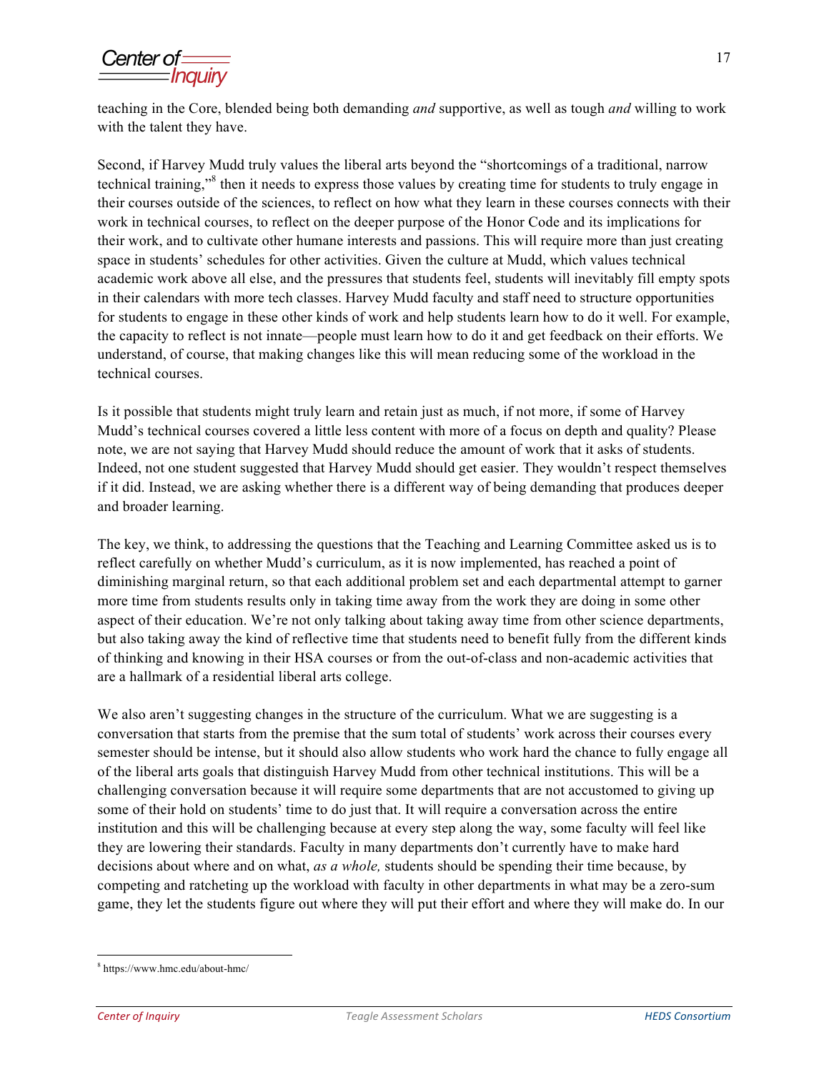teaching in the Core, blended being both demanding *and* supportive, as well as tough *and* willing to work with the talent they have.

Second, if Harvey Mudd truly values the liberal arts beyond the "shortcomings of a traditional, narrow technical training,"[8] then it needs to express those values by creating time for students to truly engage in their courses outside of the sciences, to reflect on how what they learn in these courses connects with their work in technical courses, to reflect on the deeper purpose of the Honor Code and its implications for their work, and to cultivate other humane interests and passions. This will require more than just creating space in students' schedules for other activities. Given the culture at Mudd, which values technical academic work above all else, and the pressures that students feel, students will inevitably fill empty spots in their calendars with more tech classes. Harvey Mudd faculty and staff need to structure opportunities for students to engage in these other kinds of work and help students learn how to do it well. For example, the capacity to reflect is not innate—people must learn how to do it and get feedback on their efforts. We understand, of course, that making changes like this will mean reducing some of the workload in the technical courses.

Is it possible that students might truly learn and retain just as much, if not more, if some of Harvey Mudd's technical courses covered a little less content with more of a focus on depth and quality? Please note, we are not saying that Harvey Mudd should reduce the amount of work that it asks of students. Indeed, not one student suggested that Harvey Mudd should get easier. They wouldn't respect themselves if it did. Instead, we are asking whether there is a different way of being demanding that produces deeper and broader learning.

The key, we think, to addressing the questions that the Teaching and Learning Committee asked us is to reflect carefully on whether Mudd's curriculum, as it is now implemented, has reached a point of diminishing marginal return, so that each additional problem set and each departmental attempt to garner more time from students results only in taking time away from the work they are doing in some other aspect of their education. We're not only talking about taking away time from other science departments, but also taking away the kind of reflective time that students need to benefit fully from the different kinds of thinking and knowing in their HSA courses or from the out-of-class and non-academic activities that are a hallmark of a residential liberal arts college.

We also aren't suggesting changes in the structure of the curriculum. What we are suggesting is a conversation that starts from the premise that the sum total of students' work across their courses every semester should be intense, but it should also allow students who work hard the chance to fully engage all of the liberal arts goals that distinguish Harvey Mudd from other technical institutions. This will be a challenging conversation because it will require some departments that are not accustomed to giving up some of their hold on students' time to do just that. It will require a conversation across the entire institution and this will be challenging because at every step along the way, some faculty will feel like they are lowering their standards. Faculty in many departments don't currently have to make hard decisions about where and on what, *as a whole,* students should be spending their time because, by competing and ratcheting up the workload with faculty in other departments in what may be a zero-sum game, they let the students figure out where they will put their effort and where they will make do. In our

[8] https://www.hmc.edu/about-hmc/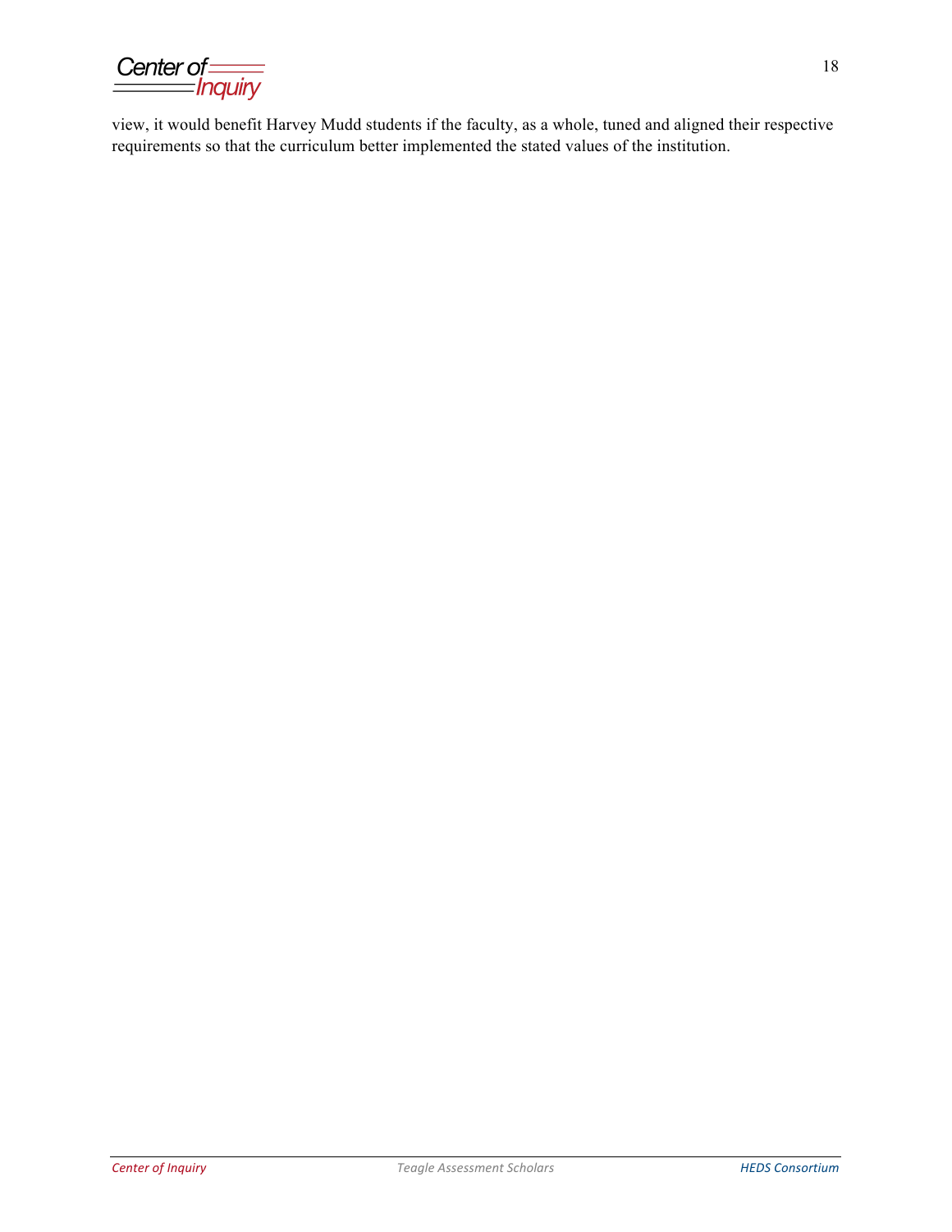view, it would benefit Harvey Mudd students if the faculty, as a whole, tuned and aligned their respective requirements so that the curriculum better implemented the stated values of the institution.